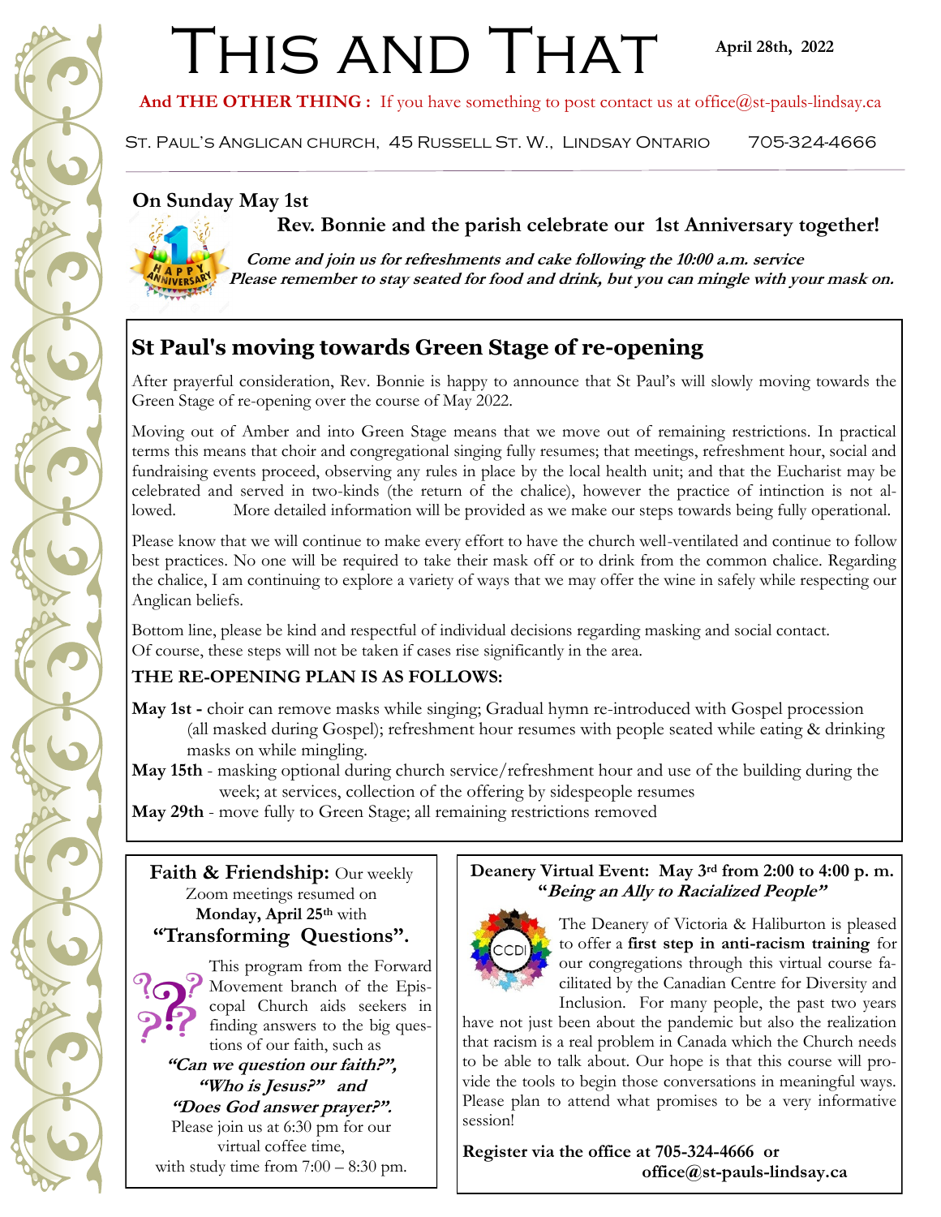# This and That

**April 28th, 2022**

**And THE OTHER THING :** If you have something to post contact us at office@st-pauls-lindsay.ca

St. Paul's Anglican church, 45 Russell St. W., Lindsay Ontario 705-324-4666

---

**On Sunday May 1st**

**Rev. Bonnie and the parish celebrate our 1st Anniversary together!**

***Come and join us for refreshments and cake following the 10:00 a.m. service***
***Please remember to stay seated for food and drink, but you can mingle with your mask on.***

## St Paul's moving towards Green Stage of re-opening

After prayerful consideration, Rev. Bonnie is happy to announce that St Paul's will slowly moving towards the Green Stage of re-opening over the course of May 2022.

Moving out of Amber and into Green Stage means that we move out of remaining restrictions. In practical terms this means that choir and congregational singing fully resumes; that meetings, refreshment hour, social and fundraising events proceed, observing any rules in place by the local health unit; and that the Eucharist may be celebrated and served in two-kinds (the return of the chalice), however the practice of intinction is not allowed. More detailed information will be provided as we make our steps towards being fully operational.

Please know that we will continue to make every effort to have the church well-ventilated and continue to follow best practices. No one will be required to take their mask off or to drink from the common chalice. Regarding the chalice, I am continuing to explore a variety of ways that we may offer the wine in safely while respecting our Anglican beliefs.

Bottom line, please be kind and respectful of individual decisions regarding masking and social contact.
Of course, these steps will not be taken if cases rise significantly in the area.

**THE RE-OPENING PLAN IS AS FOLLOWS:**

**May 1st -** choir can remove masks while singing; Gradual hymn re-introduced with Gospel procession (all masked during Gospel); refreshment hour resumes with people seated while eating & drinking masks on while mingling.

**May 15th** - masking optional during church service/refreshment hour and use of the building during the week; at services, collection of the offering by sidespeople resumes

**May 29th** - move fully to Green Stage; all remaining restrictions removed

**Faith & Friendship:** Our weekly Zoom meetings resumed on **Monday, April 25th** with **"Transforming Questions".**

This program from the Forward Movement branch of the Episcopal Church aids seekers in finding answers to the big questions of our faith, such as

***"Can we question our faith?", "Who is Jesus?" and "Does God answer prayer?".***

Please join us at 6:30 pm for our virtual coffee time, with study time from 7:00 – 8:30 pm.

**Deanery Virtual Event: May 3rd from 2:00 to 4:00 p. m.**
**"*Being an Ally to Racialized People*"**

The Deanery of Victoria & Haliburton is pleased to offer a **first step in anti-racism training** for our congregations through this virtual course facilitated by the Canadian Centre for Diversity and Inclusion. For many people, the past two years have not just been about the pandemic but also the realization that racism is a real problem in Canada which the Church needs to be able to talk about. Our hope is that this course will provide the tools to begin those conversations in meaningful ways. Please plan to attend what promises to be a very informative session!

**Register via the office at 705-324-4666 or office@st-pauls-lindsay.ca**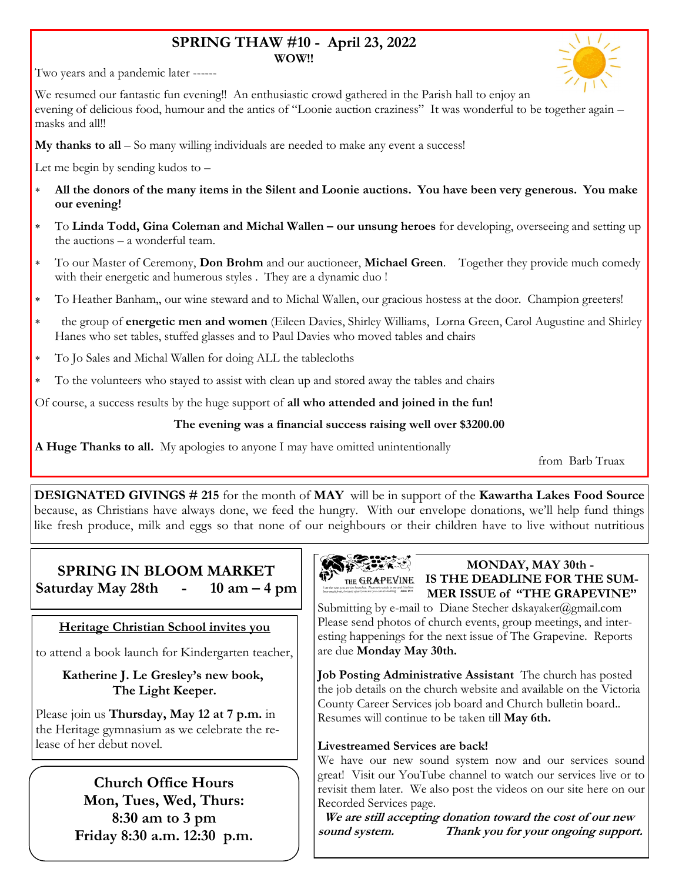## SPRING THAW #10 - April 23, 2022

**WOW!!**

Two years and a pandemic later ------

We resumed our fantastic fun evening!! An enthusiastic crowd gathered in the Parish hall to enjoy an evening of delicious food, humour and the antics of "Loonie auction craziness" It was wonderful to be together again – masks and all!!

**My thanks to all** – So many willing individuals are needed to make any event a success!

Let me begin by sending kudos to –

* **All the donors of the many items in the Silent and Loonie auctions. You have been very generous. You make our evening!**
* To **Linda Todd, Gina Coleman and Michal Wallen – our unsung heroes** for developing, overseeing and setting up the auctions – a wonderful team.
* To our Master of Ceremony, **Don Brohm** and our auctioneer, **Michael Green**. Together they provide much comedy with their energetic and humerous styles . They are a dynamic duo !
* To Heather Banham,, our wine steward and to Michal Wallen, our gracious hostess at the door. Champion greeters!
* the group of **energetic men and women** (Eileen Davies, Shirley Williams, Lorna Green, Carol Augustine and Shirley Hanes who set tables, stuffed glasses and to Paul Davies who moved tables and chairs
* To Jo Sales and Michal Wallen for doing ALL the tablecloths
* To the volunteers who stayed to assist with clean up and stored away the tables and chairs

Of course, a success results by the huge support of **all who attended and joined in the fun!**

**The evening was a financial success raising well over $3200.00**

**A Huge Thanks to all.** My apologies to anyone I may have omitted unintentionally

from Barb Truax

**DESIGNATED GIVINGS # 215** for the month of **MAY** will be in support of the **Kawartha Lakes Food Source** because, as Christians have always done, we feed the hungry. With our envelope donations, we'll help fund things like fresh produce, milk and eggs so that none of our neighbours or their children have to live without nutritious

## SPRING IN BLOOM MARKET
**Saturday May 28th - 10 am – 4 pm**

**Heritage Christian School invites you**

to attend a book launch for Kindergarten teacher,

**Katherine J. Le Gresley's new book,**
**The Light Keeper.**

Please join us **Thursday, May 12 at 7 p.m.** in the Heritage gymnasium as we celebrate the release of her debut novel.

**Church Office Hours**
**Mon, Tues, Wed, Thurs:**
**8:30 am to 3 pm**
**Friday 8:30 a.m. 12:30 p.m.**

THE GRAPEVINE

**MONDAY, MAY 30th - IS THE DEADLINE FOR THE SUMMER ISSUE of "THE GRAPEVINE"**

Submitting by e-mail to Diane Stecher dskayaker@gmail.com

Please send photos of church events, group meetings, and interesting happenings for the next issue of The Grapevine. Reports are due **Monday May 30th.**

**Job Posting Administrative Assistant** The church has posted the job details on the church website and available on the Victoria County Career Services job board and Church bulletin board.. Resumes will continue to be taken till **May 6th.**

**Livestreamed Services are back!**

We have our new sound system now and our services sound great! Visit our YouTube channel to watch our services live or to revisit them later. We also post the videos on our site here on our Recorded Services page.

***We are still accepting donation toward the cost of our new sound system. Thank you for your ongoing support.***